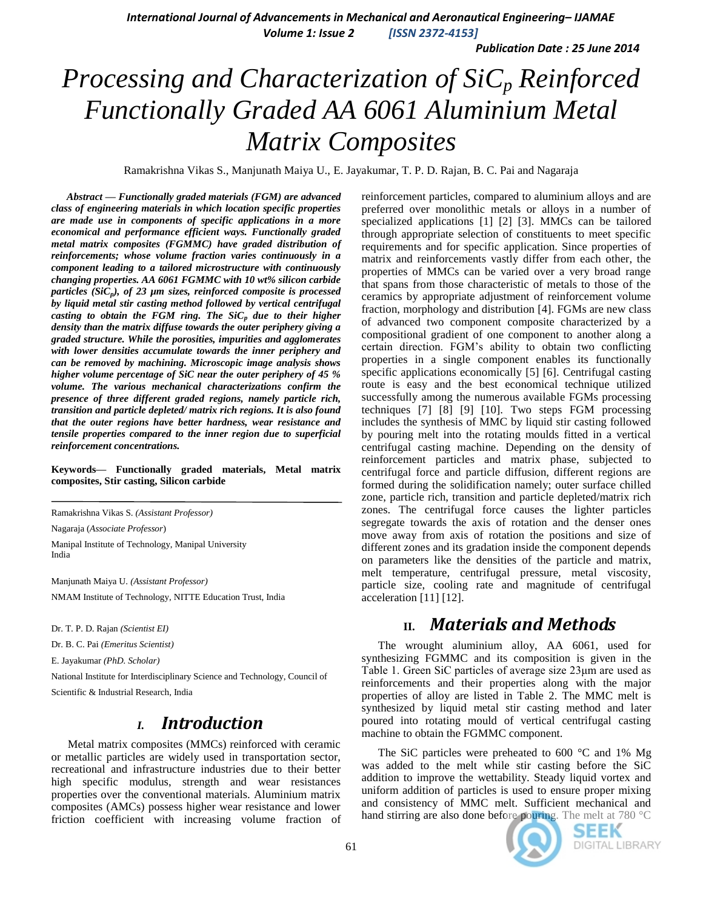# Processing and Characterization of $SiC_p$ Reinforced Functionally Graded AA 6061 Aluminium Metal Matrix Composites

Ramakrishna Vikas S., Manjunath Maiya U., E. Jayakumar, T. P. D. Rajan, B. C. Pai and Nagaraja

***Abstract* — Functionally graded materials (FGM) are advanced class of engineering materials in which location specific properties are made use in components of specific applications in a more economical and performance efficient ways. Functionally graded metal matrix composites (FGMMC) have graded distribution of reinforcements; whose volume fraction varies continuously in a component leading to a tailored microstructure with continuously changing properties. AA 6061 FGMMC with 10 wt% silicon carbide particles ($SiC_p$), of 23 µm sizes, reinforced composite is processed by liquid metal stir casting method followed by vertical centrifugal casting to obtain the FGM ring. The $SiC_p$ due to their higher density than the matrix diffuse towards the outer periphery giving a graded structure. While the porosities, impurities and agglomerates with lower densities accumulate towards the inner periphery and can be removed by machining. Microscopic image analysis shows higher volume percentage of SiC near the outer periphery of 45 % volume. The various mechanical characterizations confirm the presence of three different graded regions, namely particle rich, transition and particle depleted/ matrix rich regions. It is also found that the outer regions have better hardness, wear resistance and tensile properties compared to the inner region due to superficial reinforcement concentrations.**

**Keywords— Functionally graded materials, Metal matrix composites, Stir casting, Silicon carbide**

---

Ramakrishna Vikas S. *(Assistant Professor)*

Nagaraja (*Associate Professor*)

Manipal Institute of Technology, Manipal University
India

Manjunath Maiya U. *(Assistant Professor)*

NMAM Institute of Technology, NITTE Education Trust, India

Dr. T. P. D. Rajan *(Scientist EI)*

Dr. B. C. Pai *(Emeritus Scientist)*

E. Jayakumar *(PhD. Scholar)*

National Institute for Interdisciplinary Science and Technology, Council of Scientific & Industrial Research, India

## I. Introduction

Metal matrix composites (MMCs) reinforced with ceramic or metallic particles are widely used in transportation sector, recreational and infrastructure industries due to their better high specific modulus, strength and wear resistances properties over the conventional materials. Aluminium matrix composites (AMCs) possess higher wear resistance and lower friction coefficient with increasing volume fraction of reinforcement particles, compared to aluminium alloys and are preferred over monolithic metals or alloys in a number of specialized applications [1] [2] [3]. MMCs can be tailored through appropriate selection of constituents to meet specific requirements and for specific application. Since properties of matrix and reinforcements vastly differ from each other, the properties of MMCs can be varied over a very broad range that spans from those characteristic of metals to those of the ceramics by appropriate adjustment of reinforcement volume fraction, morphology and distribution [4]. FGMs are new class of advanced two component composite characterized by a compositional gradient of one component to another along a certain direction. FGM's ability to obtain two conflicting properties in a single component enables its functionally specific applications economically [5] [6]. Centrifugal casting route is easy and the best economical technique utilized successfully among the numerous available FGMs processing techniques [7] [8] [9] [10]. Two steps FGM processing includes the synthesis of MMC by liquid stir casting followed by pouring melt into the rotating moulds fitted in a vertical centrifugal casting machine. Depending on the density of reinforcement particles and matrix phase, subjected to centrifugal force and particle diffusion, different regions are formed during the solidification namely; outer surface chilled zone, particle rich, transition and particle depleted/matrix rich zones. The centrifugal force causes the lighter particles segregate towards the axis of rotation and the denser ones move away from axis of rotation the positions and size of different zones and its gradation inside the component depends on parameters like the densities of the particle and matrix, melt temperature, centrifugal pressure, metal viscosity, particle size, cooling rate and magnitude of centrifugal acceleration [11] [12].

## II. Materials and Methods

The wrought aluminium alloy, AA 6061, used for synthesizing FGMMC and its composition is given in the Table 1. Green SiC particles of average size 23μm are used as reinforcements and their properties along with the major properties of alloy are listed in Table 2. The MMC melt is synthesized by liquid metal stir casting method and later poured into rotating mould of vertical centrifugal casting machine to obtain the FGMMC component.

The SiC particles were preheated to 600 °C and 1% Mg was added to the melt while stir casting before the SiC addition to improve the wettability. Steady liquid vortex and uniform addition of particles is used to ensure proper mixing and consistency of MMC melt. Sufficient mechanical and hand stirring are also done before pouring. The melt at 780 °C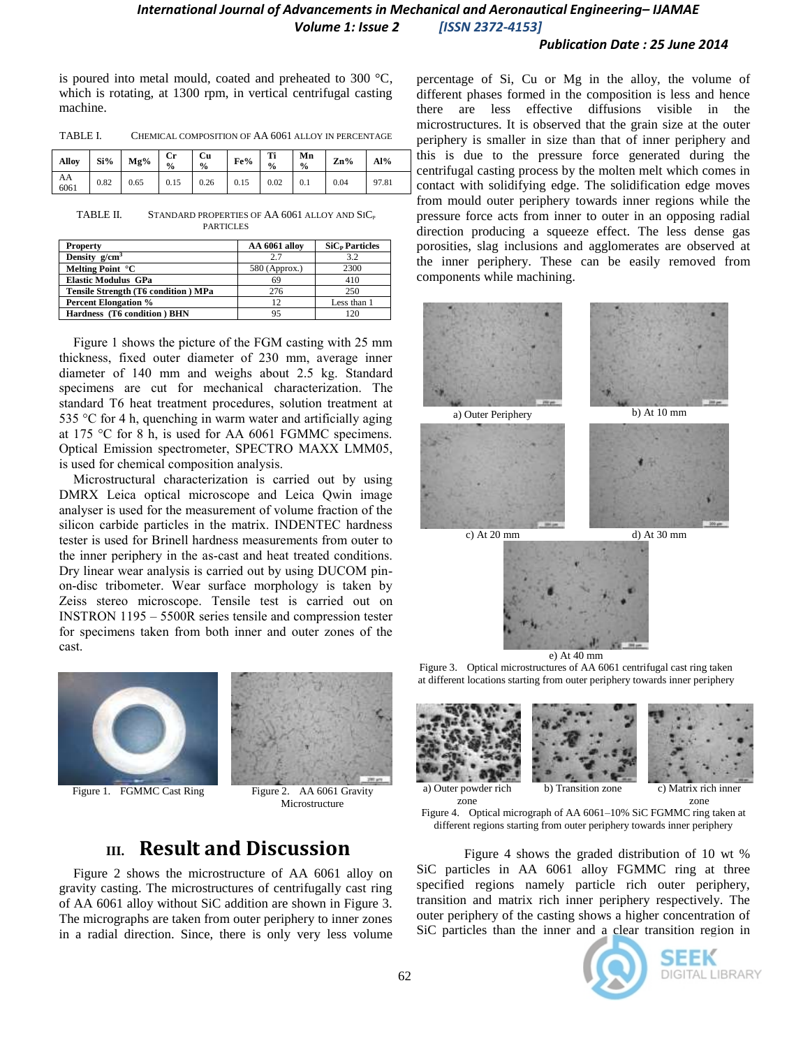is poured into metal mould, coated and preheated to 300 °C, which is rotating, at 1300 rpm, in vertical centrifugal casting machine.

TABLE I. CHEMICAL COMPOSITION OF AA 6061 ALLOY IN PERCENTAGE

| Alloy | Si% | Mg% | Cr % | Cu % | Fe% | Ti % | Mn % | Zn% | Al% |
|---|---|---|---|---|---|---|---|---|---|
| AA 6061 | 0.82 | 0.65 | 0.15 | 0.26 | 0.15 | 0.02 | 0.1 | 0.04 | 97.81 |

TABLE II. STANDARD PROPERTIES OF AA 6061 ALLOY AND $SiC_P$ PARTICLES

| Property | AA 6061 alloy | $SiC_P$ Particles |
|---|---|---|
| Density $g/cm^3$ | 2.7 | 3.2 |
| Melting Point °C | 580 (Approx.) | 2300 |
| Elastic Modulus GPa | 69 | 410 |
| Tensile Strength (T6 condition ) MPa | 276 | 250 |
| Percent Elongation % | 12 | Less than 1 |
| Hardness (T6 condition ) BHN | 95 | 120 |

Figure 1 shows the picture of the FGM casting with 25 mm thickness, fixed outer diameter of 230 mm, average inner diameter of 140 mm and weighs about 2.5 kg. Standard specimens are cut for mechanical characterization. The standard T6 heat treatment procedures, solution treatment at 535 °C for 4 h, quenching in warm water and artificially aging at 175 °C for 8 h, is used for AA 6061 FGMMC specimens. Optical Emission spectrometer, SPECTRO MAXX LMM05, is used for chemical composition analysis.

Microstructural characterization is carried out by using DMRX Leica optical microscope and Leica Qwin image analyser is used for the measurement of volume fraction of the silicon carbide particles in the matrix. INDENTEC hardness tester is used for Brinell hardness measurements from outer to the inner periphery in the as-cast and heat treated conditions. Dry linear wear analysis is carried out by using DUCOM pin-on-disc tribometer. Wear surface morphology is taken by Zeiss stereo microscope. Tensile test is carried out on INSTRON 1195 – 5500R series tensile and compression tester for specimens taken from both inner and outer zones of the cast.

Figure 1. FGMMC Cast Ring

Figure 2. AA 6061 Gravity Microstructure

## III. Result and Discussion

Figure 2 shows the microstructure of AA 6061 alloy on gravity casting. The microstructures of centrifugally cast ring of AA 6061 alloy without SiC addition are shown in Figure 3. The micrographs are taken from outer periphery to inner zones in a radial direction. Since, there is only very less volume percentage of Si, Cu or Mg in the alloy, the volume of different phases formed in the composition is less and hence there are less effective diffusions visible in the microstructures. It is observed that the grain size at the outer periphery is smaller in size than that of inner periphery and this is due to the pressure force generated during the centrifugal casting process by the molten melt which comes in contact with solidifying edge. The solidification edge moves from mould outer periphery towards inner regions while the pressure force acts from inner to outer in an opposing radial direction producing a squeeze effect. The less dense gas porosities, slag inclusions and agglomerates are observed at the inner periphery. These can be easily removed from components while machining.

a) Outer Periphery

b) At 10 mm

c) At 20 mm

d) At 30 mm

e) At 40 mm

Figure 3. Optical microstructures of AA 6061 centrifugal cast ring taken at different locations starting from outer periphery towards inner periphery

a) Outer powder rich zone

b) Transition zone

c) Matrix rich inner zone

Figure 4. Optical micrograph of AA 6061–10% SiC FGMMC ring taken at different regions starting from outer periphery towards inner periphery

Figure 4 shows the graded distribution of 10 wt % SiC particles in AA 6061 alloy FGMMC ring at three specified regions namely particle rich outer periphery, transition and matrix rich inner periphery respectively. The outer periphery of the casting shows a higher concentration of SiC particles than the inner and a clear transition region in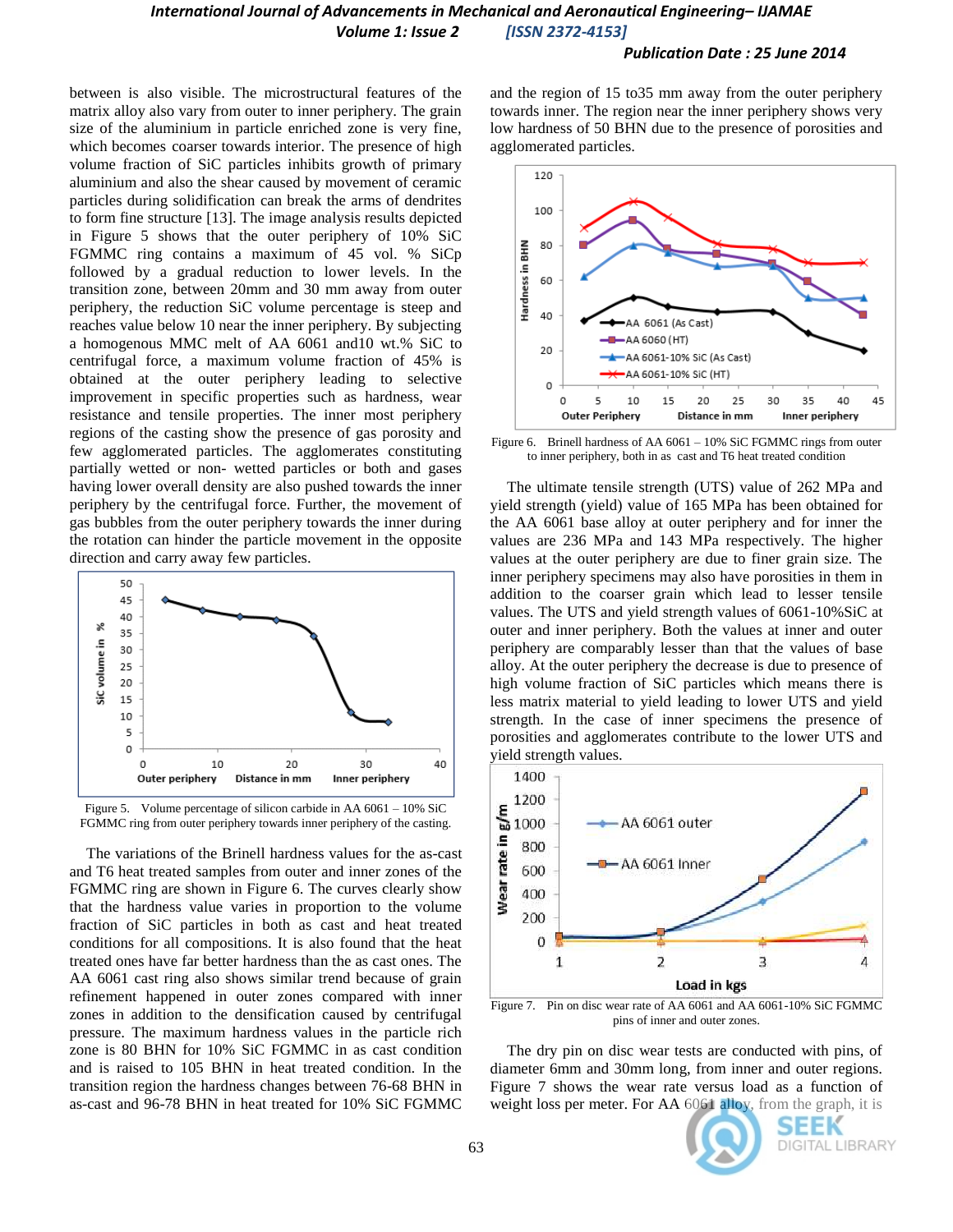between is also visible. The microstructural features of the matrix alloy also vary from outer to inner periphery. The grain size of the aluminium in particle enriched zone is very fine, which becomes coarser towards interior. The presence of high volume fraction of SiC particles inhibits growth of primary aluminium and also the shear caused by movement of ceramic particles during solidification can break the arms of dendrites to form fine structure [13]. The image analysis results depicted in Figure 5 shows that the outer periphery of 10% SiC FGMMC ring contains a maximum of 45 vol. % SiCp followed by a gradual reduction to lower levels. In the transition zone, between 20mm and 30 mm away from outer periphery, the reduction SiC volume percentage is steep and reaches value below 10 near the inner periphery. By subjecting a homogenous MMC melt of AA 6061 and10 wt.% SiC to centrifugal force, a maximum volume fraction of 45% is obtained at the outer periphery leading to selective improvement in specific properties such as hardness, wear resistance and tensile properties. The inner most periphery regions of the casting show the presence of gas porosity and few agglomerated particles. The agglomerates constituting partially wetted or non- wetted particles or both and gases having lower overall density are also pushed towards the inner periphery by the centrifugal force. Further, the movement of gas bubbles from the outer periphery towards the inner during the rotation can hinder the particle movement in the opposite direction and carry away few particles.

Figure 5. Volume percentage of silicon carbide in AA 6061 – 10% SiC FGMMC ring from outer periphery towards inner periphery of the casting.

The variations of the Brinell hardness values for the as-cast and T6 heat treated samples from outer and inner zones of the FGMMC ring are shown in Figure 6. The curves clearly show that the hardness value varies in proportion to the volume fraction of SiC particles in both as cast and heat treated conditions for all compositions. It is also found that the heat treated ones have far better hardness than the as cast ones. The AA 6061 cast ring also shows similar trend because of grain refinement happened in outer zones compared with inner zones in addition to the densification caused by centrifugal pressure. The maximum hardness values in the particle rich zone is 80 BHN for 10% SiC FGMMC in as cast condition and is raised to 105 BHN in heat treated condition. In the transition region the hardness changes between 76-68 BHN in as-cast and 96-78 BHN in heat treated for 10% SiC FGMMC and the region of 15 to35 mm away from the outer periphery towards inner. The region near the inner periphery shows very low hardness of 50 BHN due to the presence of porosities and agglomerated particles.

Figure 6. Brinell hardness of AA 6061 – 10% SiC FGMMC rings from outer to inner periphery, both in as cast and T6 heat treated condition

The ultimate tensile strength (UTS) value of 262 MPa and yield strength (yield) value of 165 MPa has been obtained for the AA 6061 base alloy at outer periphery and for inner the values are 236 MPa and 143 MPa respectively. The higher values at the outer periphery are due to finer grain size. The inner periphery specimens may also have porosities in them in addition to the coarser grain which lead to lesser tensile values. The UTS and yield strength values of 6061-10%SiC at outer and inner periphery. Both the values at inner and outer periphery are comparably lesser than that the values of base alloy. At the outer periphery the decrease is due to presence of high volume fraction of SiC particles which means there is less matrix material to yield leading to lower UTS and yield strength. In the case of inner specimens the presence of porosities and agglomerates contribute to the lower UTS and yield strength values.

Figure 7. Pin on disc wear rate of AA 6061 and AA 6061-10% SiC FGMMC pins of inner and outer zones.

The dry pin on disc wear tests are conducted with pins, of diameter 6mm and 30mm long, from inner and outer regions. Figure 7 shows the wear rate versus load as a function of weight loss per meter. For AA 6061 alloy, from the graph, it is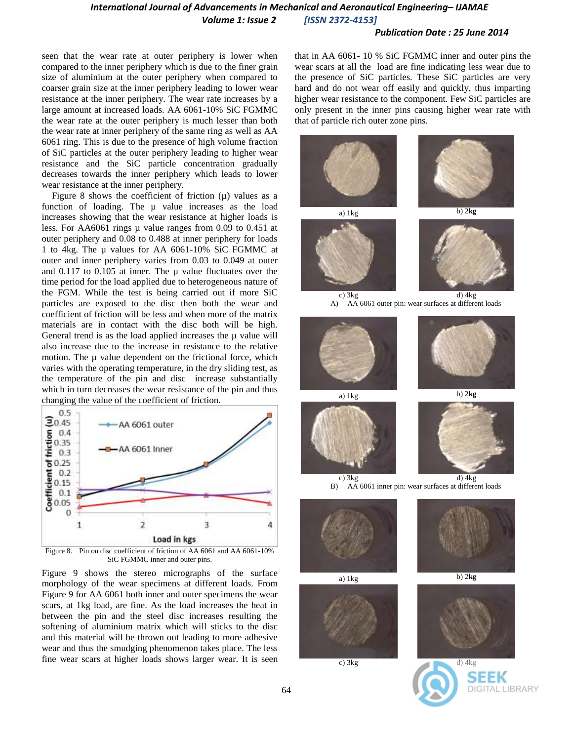seen that the wear rate at outer periphery is lower when compared to the inner periphery which is due to the finer grain size of aluminium at the outer periphery when compared to coarser grain size at the inner periphery leading to lower wear resistance at the inner periphery. The wear rate increases by a large amount at increased loads. AA 6061-10% SiC FGMMC the wear rate at the outer periphery is much lesser than both the wear rate at inner periphery of the same ring as well as AA 6061 ring. This is due to the presence of high volume fraction of SiC particles at the outer periphery leading to higher wear resistance and the SiC particle concentration gradually decreases towards the inner periphery which leads to lower wear resistance at the inner periphery.

Figure 8 shows the coefficient of friction (µ) values as a function of loading. The µ value increases as the load increases showing that the wear resistance at higher loads is less. For AA6061 rings µ value ranges from 0.09 to 0.451 at outer periphery and 0.08 to 0.488 at inner periphery for loads 1 to 4kg. The µ values for AA 6061-10% SiC FGMMC at outer and inner periphery varies from 0.03 to 0.049 at outer and 0.117 to 0.105 at inner. The µ value fluctuates over the time period for the load applied due to heterogeneous nature of the FGM. While the test is being carried out if more SiC particles are exposed to the disc then both the wear and coefficient of friction will be less and when more of the matrix materials are in contact with the disc both will be high. General trend is as the load applied increases the µ value will also increase due to the increase in resistance to the relative motion. The µ value dependent on the frictional force, which varies with the operating temperature, in the dry sliding test, as the temperature of the pin and disc increase substantially which in turn decreases the wear resistance of the pin and thus changing the value of the coefficient of friction.

Figure 8. Pin on disc coefficient of friction of AA 6061 and AA 6061-10% SiC FGMMC inner and outer pins.

Figure 9 shows the stereo micrographs of the surface morphology of the wear specimens at different loads. From Figure 9 for AA 6061 both inner and outer specimens the wear scars, at 1kg load, are fine. As the load increases the heat in between the pin and the steel disc increases resulting the softening of aluminium matrix which will sticks to the disc and this material will be thrown out leading to more adhesive wear and thus the smudging phenomenon takes place. The less fine wear scars at higher loads shows larger wear. It is seen that in AA 6061- 10 % SiC FGMMC inner and outer pins the wear scars at all the load are fine indicating less wear due to the presence of SiC particles. These SiC particles are very hard and do not wear off easily and quickly, thus imparting higher wear resistance to the component. Few SiC particles are only present in the inner pins causing higher wear rate with that of particle rich outer zone pins.

a) 1kg b) 2kg c) 3kg d) 4kg

A) AA 6061 outer pin: wear surfaces at different loads

a) 1kg b) 2kg c) 3kg d) 4kg

B) AA 6061 inner pin: wear surfaces at different loads

a) 1kg b) 2kg c) 3kg d) 4kg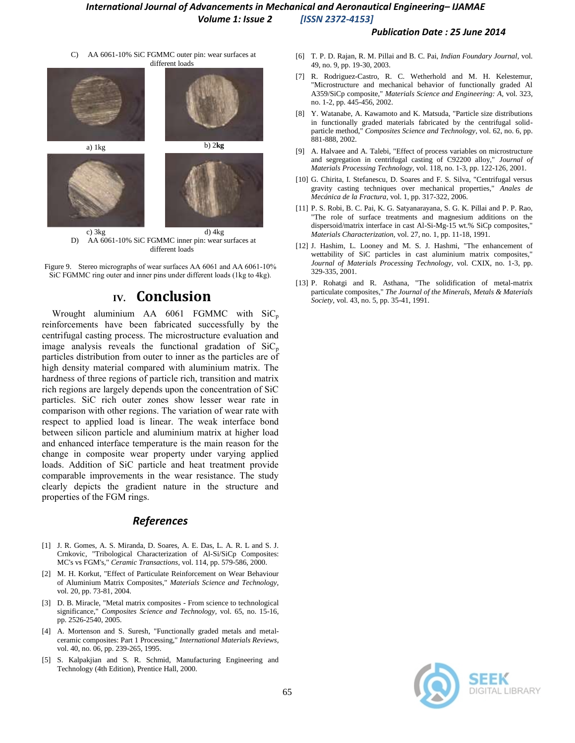C) AA 6061-10% SiC FGMMC outer pin: wear surfaces at different loads

a) 1kg

b) 2**kg**

c) 3kg

d) 4kg

D) AA 6061-10% SiC FGMMC inner pin: wear surfaces at different loads

Figure 9. Stereo micrographs of wear surfaces AA 6061 and AA 6061-10% SiC FGMMC ring outer and inner pins under different loads (1kg to 4kg).

## IV. Conclusion

Wrought aluminium AA 6061 FGMMC with $SiC_p$ reinforcements have been fabricated successfully by the centrifugal casting process. The microstructure evaluation and image analysis reveals the functional gradation of $SiC_p$ particles distribution from outer to inner as the particles are of high density material compared with aluminium matrix. The hardness of three regions of particle rich, transition and matrix rich regions are largely depends upon the concentration of SiC particles. SiC rich outer zones show lesser wear rate in comparison with other regions. The variation of wear rate with respect to applied load is linear. The weak interface bond between silicon particle and aluminium matrix at higher load and enhanced interface temperature is the main reason for the change in composite wear property under varying applied loads. Addition of SiC particle and heat treatment provide comparable improvements in the wear resistance. The study clearly depicts the gradient nature in the structure and properties of the FGM rings.

## *References*

[1] J. R. Gomes, A. S. Miranda, D. Soares, A. E. Das, L. A. R. L and S. J. Crnkovic, "Tribological Characterization of Al-Si/SiCp Composites: MC's vs FGM's," *Ceramic Transactions*, vol. 114, pp. 579-586, 2000.

[2] M. H. Korkut, "Effect of Particulate Reinforcement on Wear Behaviour of Aluminium Matrix Composites," *Materials Science and Technology*, vol. 20, pp. 73-81, 2004.

[3] D. B. Miracle, "Metal matrix composites - From science to technological significance," *Composites Science and Technology*, vol. 65, no. 15-16, pp. 2526-2540, 2005.

[4] A. Mortenson and S. Suresh, "Functionally graded metals and metal-ceramic composites: Part 1 Processing," *International Materials Reviews*, vol. 40, no. 06, pp. 239-265, 1995.

[5] S. Kalpakjian and S. R. Schmid, Manufacturing Engineering and Technology (4th Edition), Prentice Hall, 2000.

[6] T. P. D. Rajan, R. M. Pillai and B. C. Pai, *Indian Foundary Journal*, vol. 49, no. 9, pp. 19-30, 2003.

[7] R. Rodriguez-Castro, R. C. Wetherhold and M. H. Kelestemur, "Microstructure and mechanical behavior of functionally graded Al A359/SiCp composite," *Materials Science and Engineering: A*, vol. 323, no. 1-2, pp. 445-456, 2002.

[8] Y. Watanabe, A. Kawamoto and K. Matsuda, "Particle size distributions in functionally graded materials fabricated by the centrifugal solid-particle method," *Composites Science and Technology*, vol. 62, no. 6, pp. 881-888, 2002.

[9] A. Halvaee and A. Talebi, "Effect of process variables on microstructure and segregation in centrifugal casting of C92200 alloy," *Journal of Materials Processing Technology*, vol. 118, no. 1-3, pp. 122-126, 2001.

[10] G. Chirita, I. Stefanescu, D. Soares and F. S. Silva, "Centrifugal versus gravity casting techniques over mechanical properties," *Anales de Mecánica de la Fractura*, vol. 1, pp. 317-322, 2006.

[11] P. S. Robi, B. C. Pai, K. G. Satyanarayana, S. G. K. Pillai and P. P. Rao, "The role of surface treatments and magnesium additions on the dispersoid/matrix interface in cast Al-Si-Mg-15 wt.% SiCp composites," *Materials Characterization*, vol. 27, no. 1, pp. 11-18, 1991.

[12] J. Hashim, L. Looney and M. S. J. Hashmi, "The enhancement of wettability of SiC particles in cast aluminium matrix composites," *Journal of Materials Processing Technology*, vol. CXIX, no. 1-3, pp. 329-335, 2001.

[13] P. Rohatgi and R. Asthana, "The solidification of metal-matrix particulate composites," *The Journal of the Minerals, Metals & Materials Society*, vol. 43, no. 5, pp. 35-41, 1991.